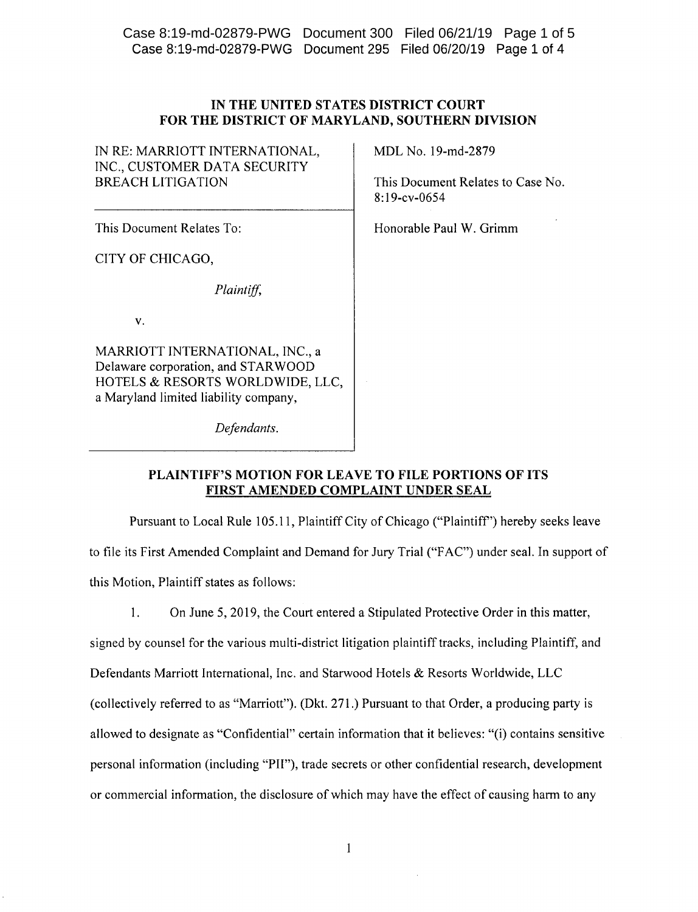IN THE UNITED STATES DISTRICT COURT
FOR THE DISTRICT OF MARYLAND, SOUTHERN DIVISION

| | |
|---|---|
| IN RE: MARRIOTT INTERNATIONAL, INC., CUSTOMER DATA SECURITY BREACH LITIGATION | MDL No. 19-md-2879<br><br>This Document Relates to Case No. 8:19-cv-0654 |
| This Document Relates To:<br><br>CITY OF CHICAGO,<br><br>*Plaintiff*,<br><br>v.<br><br>MARRIOTT INTERNATIONAL, INC., a Delaware corporation, and STARWOOD HOTELS & RESORTS WORLDWIDE, LLC, a Maryland limited liability company,<br><br>*Defendants*. | Honorable Paul W. Grimm |

**PLAINTIFF'S MOTION FOR LEAVE TO FILE PORTIONS OF ITS FIRST AMENDED COMPLAINT UNDER SEAL**

Pursuant to Local Rule 105.11, Plaintiff City of Chicago ("Plaintiff") hereby seeks leave to file its First Amended Complaint and Demand for Jury Trial ("FAC") under seal. In support of this Motion, Plaintiff states as follows:

1. On June 5, 2019, the Court entered a Stipulated Protective Order in this matter, signed by counsel for the various multi-district litigation plaintiff tracks, including Plaintiff, and Defendants Marriott International, Inc. and Starwood Hotels & Resorts Worldwide, LLC (collectively referred to as "Marriott"). (Dkt. 271.) Pursuant to that Order, a producing party is allowed to designate as "Confidential" certain information that it believes: "(i) contains sensitive personal information (including "PII"), trade secrets or other confidential research, development or commercial information, the disclosure of which may have the effect of causing harm to any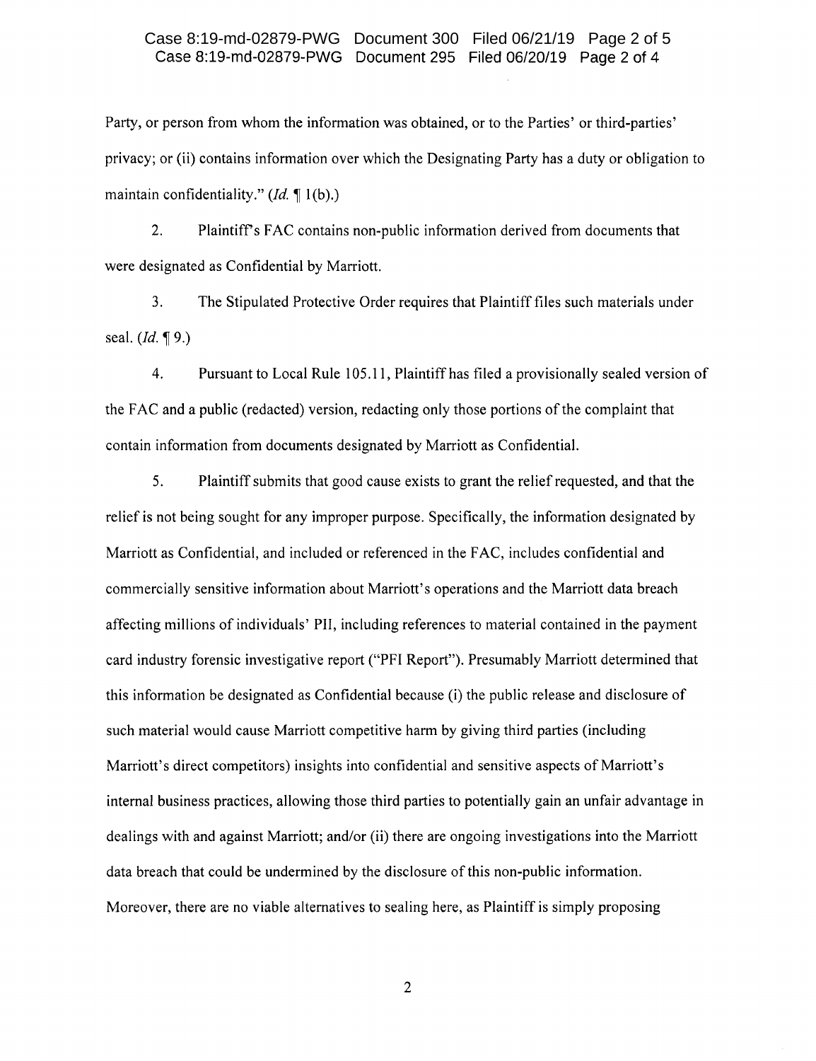Party, or person from whom the information was obtained, or to the Parties' or third-parties' privacy; or (ii) contains information over which the Designating Party has a duty or obligation to maintain confidentiality." (*Id.* ¶ 1(b).)

2. Plaintiff's FAC contains non-public information derived from documents that were designated as Confidential by Marriott.

3. The Stipulated Protective Order requires that Plaintiff files such materials under seal. (*Id.* ¶ 9.)

4. Pursuant to Local Rule 105.11, Plaintiff has filed a provisionally sealed version of the FAC and a public (redacted) version, redacting only those portions of the complaint that contain information from documents designated by Marriott as Confidential.

5. Plaintiff submits that good cause exists to grant the relief requested, and that the relief is not being sought for any improper purpose. Specifically, the information designated by Marriott as Confidential, and included or referenced in the FAC, includes confidential and commercially sensitive information about Marriott's operations and the Marriott data breach affecting millions of individuals' PII, including references to material contained in the payment card industry forensic investigative report ("PFI Report"). Presumably Marriott determined that this information be designated as Confidential because (i) the public release and disclosure of such material would cause Marriott competitive harm by giving third parties (including Marriott's direct competitors) insights into confidential and sensitive aspects of Marriott's internal business practices, allowing those third parties to potentially gain an unfair advantage in dealings with and against Marriott; and/or (ii) there are ongoing investigations into the Marriott data breach that could be undermined by the disclosure of this non-public information. Moreover, there are no viable alternatives to sealing here, as Plaintiff is simply proposing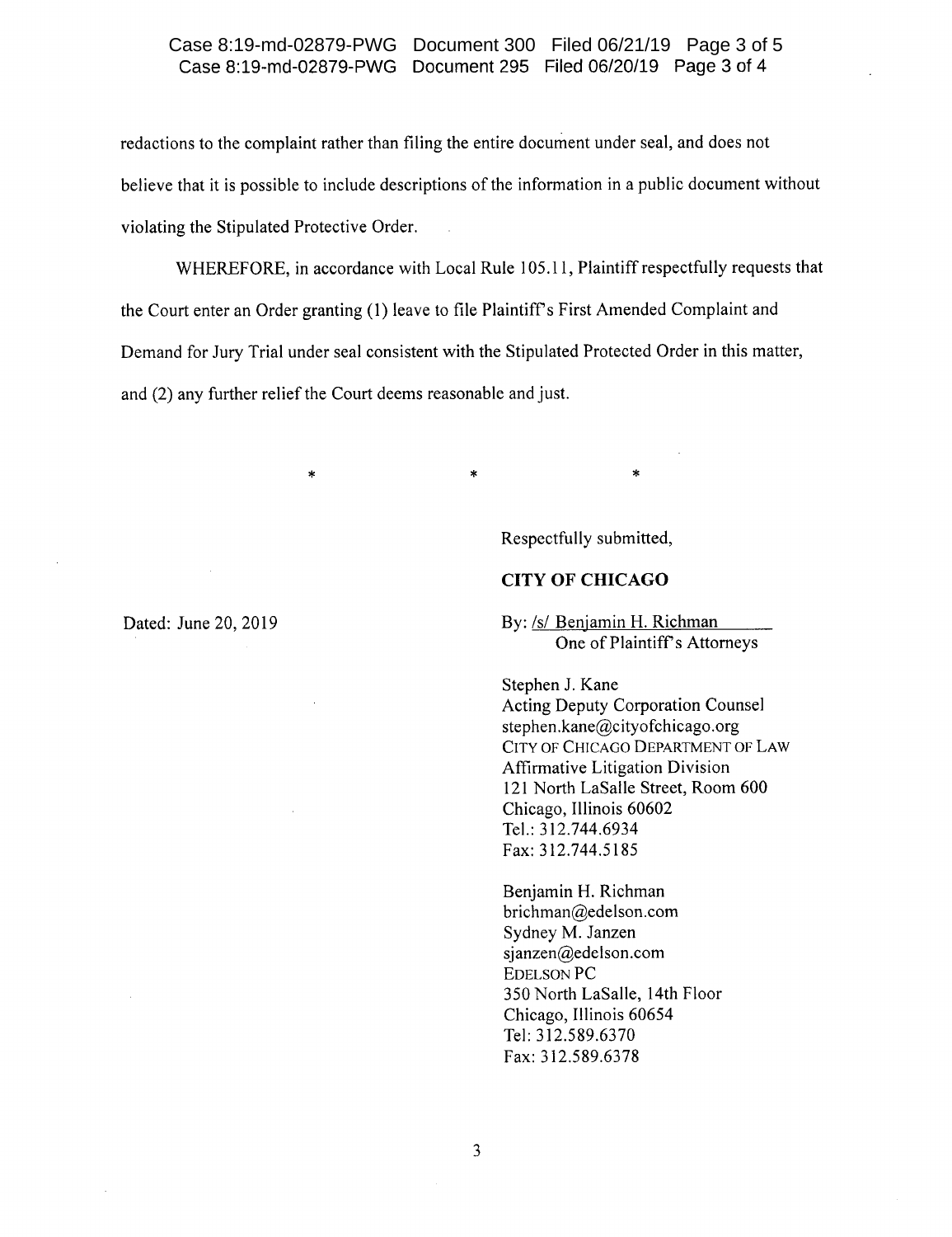redactions to the complaint rather than filing the entire document under seal, and does not believe that it is possible to include descriptions of the information in a public document without violating the Stipulated Protective Order.

WHEREFORE, in accordance with Local Rule 105.11, Plaintiff respectfully requests that the Court enter an Order granting (1) leave to file Plaintiff's First Amended Complaint and Demand for Jury Trial under seal consistent with the Stipulated Protected Order in this matter, and (2) any further relief the Court deems reasonable and just.

\*   \*   \*

Respectfully submitted,

**CITY OF CHICAGO**

Dated: June 20, 2019

By: /s/ Benjamin H. Richman
One of Plaintiff's Attorneys

Stephen J. Kane
Acting Deputy Corporation Counsel
stephen.kane@cityofchicago.org
CITY OF CHICAGO DEPARTMENT OF LAW
Affirmative Litigation Division
121 North LaSalle Street, Room 600
Chicago, Illinois 60602
Tel.: 312.744.6934
Fax: 312.744.5185

Benjamin H. Richman
brichman@edelson.com
Sydney M. Janzen
sjanzen@edelson.com
EDELSON PC
350 North LaSalle, 14th Floor
Chicago, Illinois 60654
Tel: 312.589.6370
Fax: 312.589.6378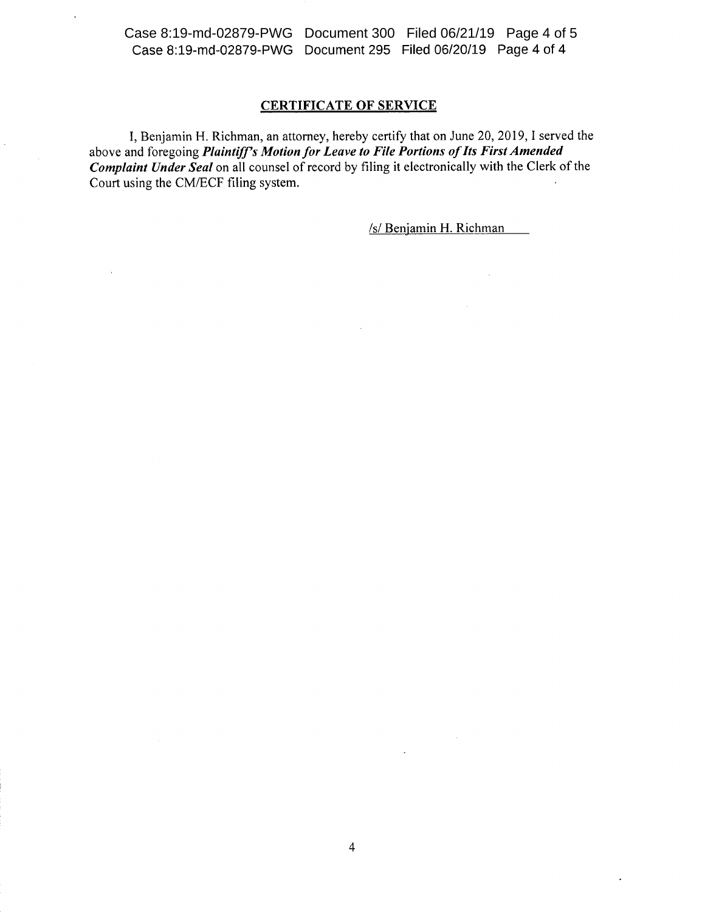## CERTIFICATE OF SERVICE

I, Benjamin H. Richman, an attorney, hereby certify that on June 20, 2019, I served the above and foregoing ***Plaintiff's Motion for Leave to File Portions of Its First Amended Complaint Under Seal*** on all counsel of record by filing it electronically with the Clerk of the Court using the CM/ECF filing system.

/s/ Benjamin H. Richman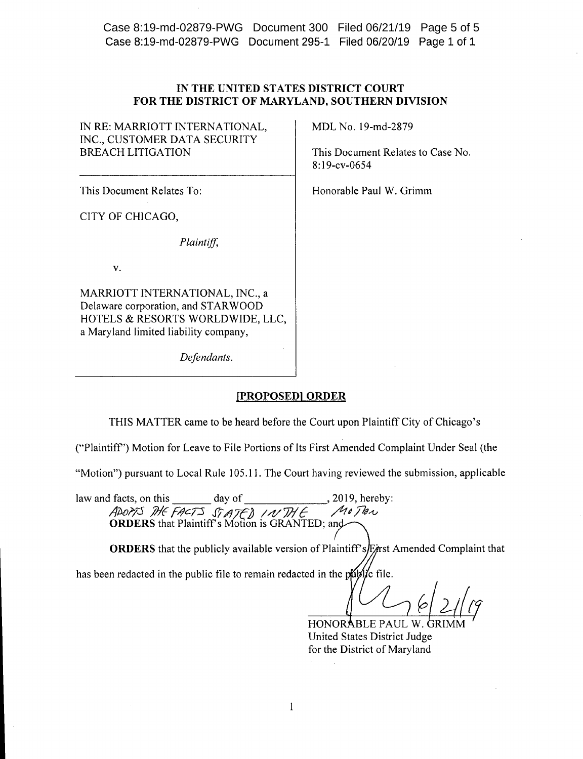IN THE UNITED STATES DISTRICT COURT
FOR THE DISTRICT OF MARYLAND, SOUTHERN DIVISION

| | |
|---|---|
| IN RE: MARRIOTT INTERNATIONAL, INC., CUSTOMER DATA SECURITY BREACH LITIGATION | MDL No. 19-md-2879 |
| | This Document Relates to Case No. 8:19-cv-0654 |
| This Document Relates To: | Honorable Paul W. Grimm |
| CITY OF CHICAGO, *Plaintiff*, v. MARRIOTT INTERNATIONAL, INC., a Delaware corporation, and STARWOOD HOTELS & RESORTS WORLDWIDE, LLC, a Maryland limited liability company, *Defendants*. | |

## [PROPOSED] ORDER

THIS MATTER came to be heard before the Court upon Plaintiff City of Chicago's ("Plaintiff") Motion for Leave to File Portions of Its First Amended Complaint Under Seal (the "Motion") pursuant to Local Rule 105.11. The Court having reviewed the submission, applicable law and facts, on this _______ day of ______________, 2019, hereby:

ADOPTS THE FACTS STATED IN THE MOTION

**ORDERS** that Plaintiff's Motion is GRANTED; and

**ORDERS** that the publicly available version of Plaintiff's First Amended Complaint that has been redacted in the public file to remain redacted in the public file.

6/21/19

HONORABLE PAUL W. GRIMM
United States District Judge
for the District of Maryland